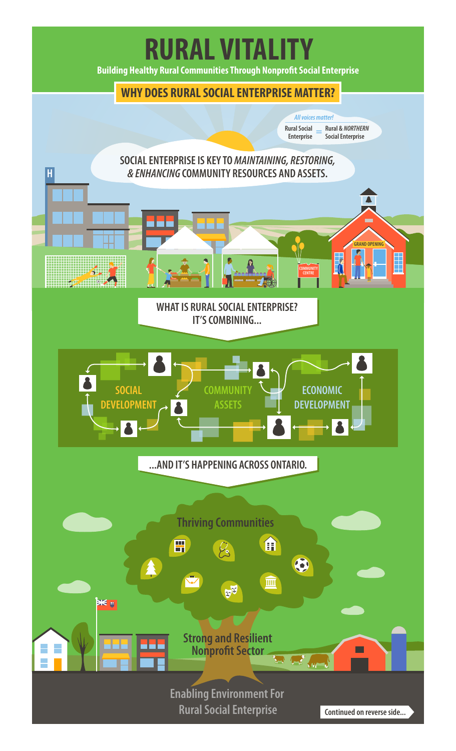# RURAL VITALITY

**Building Healthy Rural Communities Through Nonprofit Social Enterprise**

## WHY DOES RURAL SOCIAL ENTERPRISE MATTER?

*All voices matter!*

Rural Social Enterprise = Rural & *NORTHERN* Social Enterprise

**SOCIAL ENTERPRISE IS KEY TO *MAINTAINING, RESTORING, & ENHANCING* COMMUNITY RESOURCES AND ASSETS.**

GRAND OPENING

COMMUNITY CENTRE

## WHAT IS RURAL SOCIAL ENTERPRISE? IT'S COMBINING...

SOCIAL DEVELOPMENT

COMMUNITY ASSETS

ECONOMIC DEVELOPMENT

## ...AND IT'S HAPPENING ACROSS ONTARIO.

Thriving Communities

Strong and Resilient Nonprofit Sector

Enabling Environment For Rural Social Enterprise

Continued on reverse side...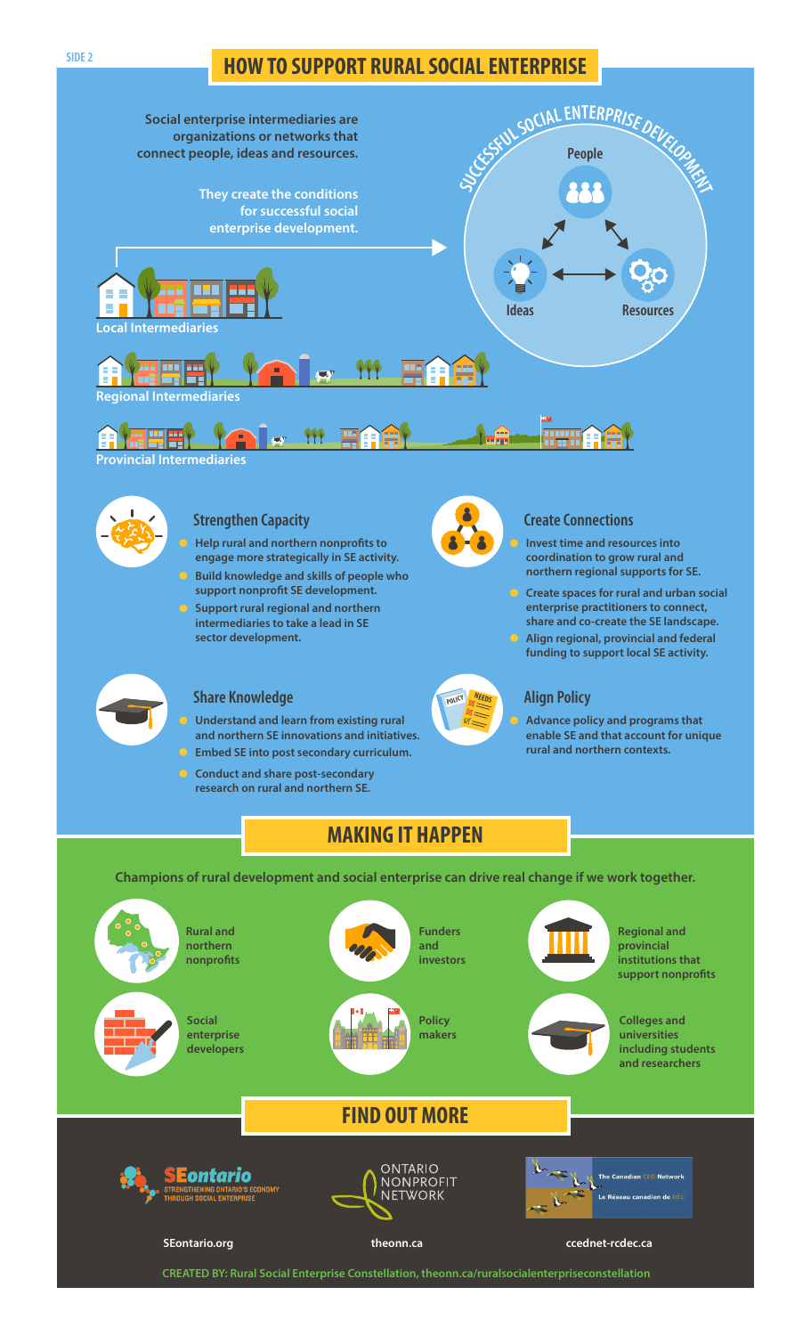SIDE 2

# HOW TO SUPPORT RURAL SOCIAL ENTERPRISE

**Social enterprise intermediaries are organizations or networks that connect people, ideas and resources.**

**They create the conditions for successful social enterprise development.**

SUCCESSFUL SOCIAL ENTERPRISE DEVELOPMENT

People

Ideas

Resources

Local Intermediaries

Regional Intermediaries

Provincial Intermediaries

### Strengthen Capacity

- Help rural and northern nonprofits to engage more strategically in SE activity.
- Build knowledge and skills of people who support nonprofit SE development.
- Support rural regional and northern intermediaries to take a lead in SE sector development.

### Create Connections

- Invest time and resources into coordination to grow rural and northern regional supports for SE.
- Create spaces for rural and urban social enterprise practitioners to connect, share and co-create the SE landscape.
- Align regional, provincial and federal funding to support local SE activity.

### Share Knowledge

- Understand and learn from existing rural and northern SE innovations and initiatives.
- Embed SE into post secondary curriculum.
- Conduct and share post-secondary research on rural and northern SE.

### Align Policy

- Advance policy and programs that enable SE and that account for unique rural and northern contexts.

## MAKING IT HAPPEN

**Champions of rural development and social enterprise can drive real change if we work together.**

- Rural and northern nonprofits
- Funders and investors
- Regional and provincial institutions that support nonprofits
- Social enterprise developers
- Policy makers
- Colleges and universities including students and researchers

## FIND OUT MORE

SEontario — STRENGTHENING ONTARIO'S ECONOMY THROUGH SOCIAL ENTERPRISE — SEontario.org

ONTARIO NONPROFIT NETWORK — theonn.ca

The Canadian CED Network / Le Réseau canadien de DÉC — ccednet-rcdec.ca

CREATED BY: Rural Social Enterprise Constellation, theonn.ca/ruralsocialenterpriseconstellation